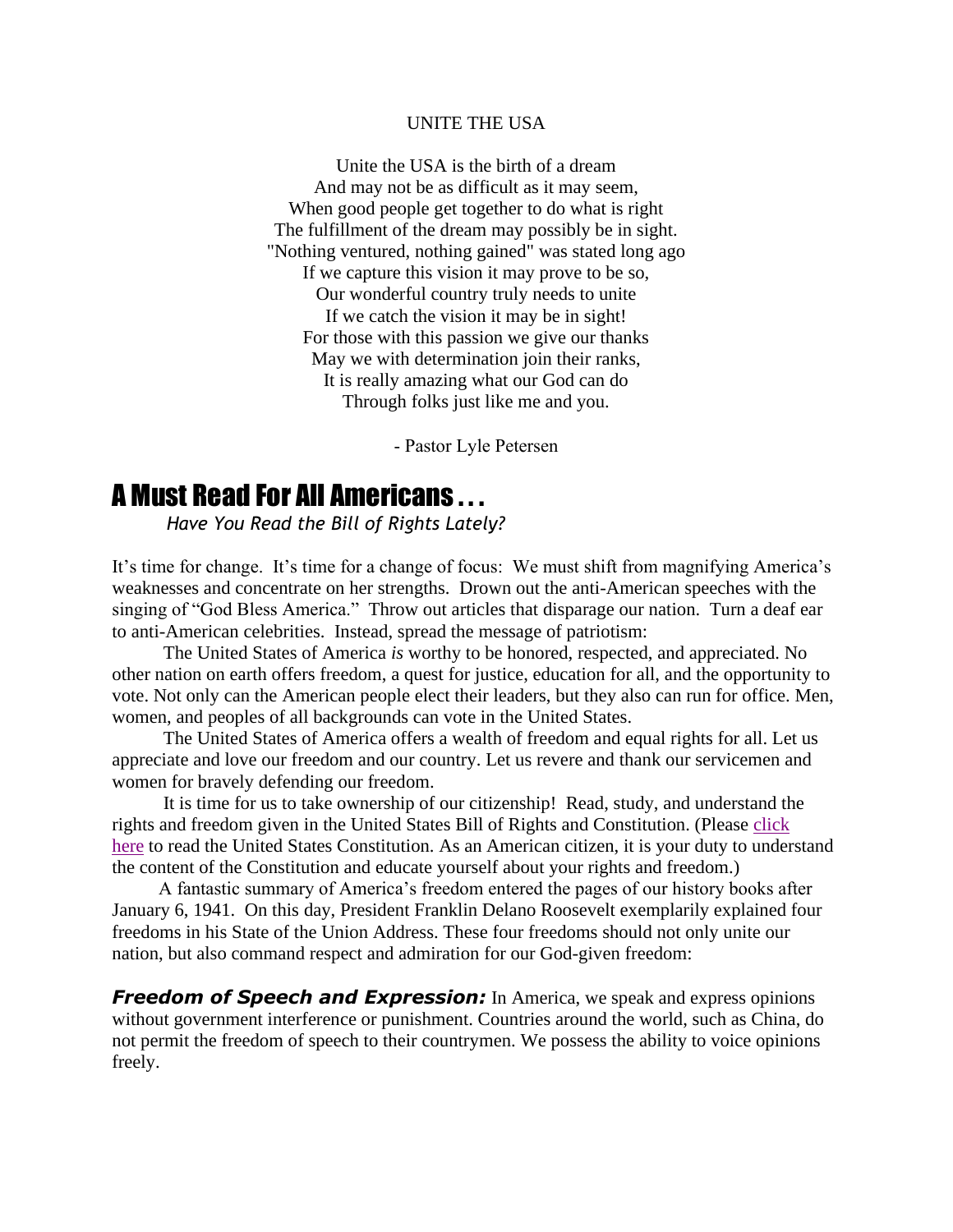## UNITE THE USA

Unite the USA is the birth of a dream
And may not be as difficult as it may seem,
When good people get together to do what is right
The fulfillment of the dream may possibly be in sight.
"Nothing ventured, nothing gained" was stated long ago
If we capture this vision it may prove to be so,
Our wonderful country truly needs to unite
If we catch the vision it may be in sight!
For those with this passion we give our thanks
May we with determination join their ranks,
It is really amazing what our God can do
Through folks just like me and you.

\- Pastor Lyle Petersen

# A Must Read For All Americans . . .

*Have You Read the Bill of Rights Lately?*

It's time for change. It's time for a change of focus: We must shift from magnifying America's weaknesses and concentrate on her strengths. Drown out the anti-American speeches with the singing of "God Bless America." Throw out articles that disparage our nation. Turn a deaf ear to anti-American celebrities. Instead, spread the message of patriotism:

The United States of America *is* worthy to be honored, respected, and appreciated. No other nation on earth offers freedom, a quest for justice, education for all, and the opportunity to vote. Not only can the American people elect their leaders, but they also can run for office. Men, women, and peoples of all backgrounds can vote in the United States.

The United States of America offers a wealth of freedom and equal rights for all. Let us appreciate and love our freedom and our country. Let us revere and thank our servicemen and women for bravely defending our freedom.

It is time for us to take ownership of our citizenship! Read, study, and understand the rights and freedom given in the United States Bill of Rights and Constitution. (Please click here to read the United States Constitution. As an American citizen, it is your duty to understand the content of the Constitution and educate yourself about your rights and freedom.)

A fantastic summary of America's freedom entered the pages of our history books after January 6, 1941. On this day, President Franklin Delano Roosevelt exemplarily explained four freedoms in his State of the Union Address. These four freedoms should not only unite our nation, but also command respect and admiration for our God-given freedom:

***Freedom of Speech and Expression:*** In America, we speak and express opinions without government interference or punishment. Countries around the world, such as China, do not permit the freedom of speech to their countrymen. We possess the ability to voice opinions freely.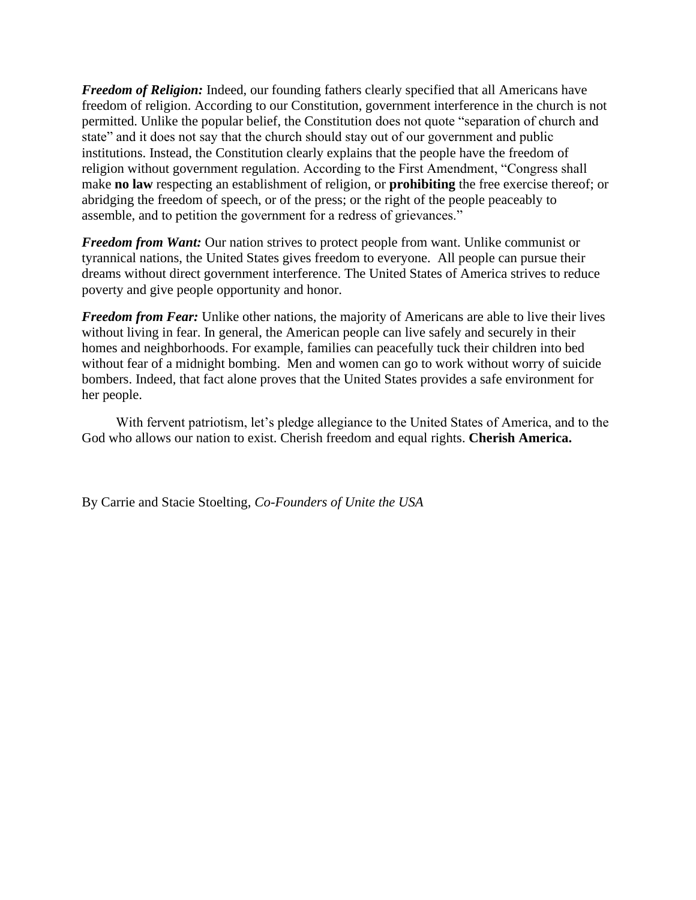***Freedom of Religion:*** Indeed, our founding fathers clearly specified that all Americans have freedom of religion. According to our Constitution, government interference in the church is not permitted. Unlike the popular belief, the Constitution does not quote "separation of church and state" and it does not say that the church should stay out of our government and public institutions. Instead, the Constitution clearly explains that the people have the freedom of religion without government regulation. According to the First Amendment, "Congress shall make **no law** respecting an establishment of religion, or **prohibiting** the free exercise thereof; or abridging the freedom of speech, or of the press; or the right of the people peaceably to assemble, and to petition the government for a redress of grievances."

***Freedom from Want:*** Our nation strives to protect people from want. Unlike communist or tyrannical nations, the United States gives freedom to everyone. All people can pursue their dreams without direct government interference. The United States of America strives to reduce poverty and give people opportunity and honor.

***Freedom from Fear:*** Unlike other nations, the majority of Americans are able to live their lives without living in fear. In general, the American people can live safely and securely in their homes and neighborhoods. For example, families can peacefully tuck their children into bed without fear of a midnight bombing. Men and women can go to work without worry of suicide bombers. Indeed, that fact alone proves that the United States provides a safe environment for her people.

With fervent patriotism, let's pledge allegiance to the United States of America, and to the God who allows our nation to exist. Cherish freedom and equal rights. **Cherish America.**

By Carrie and Stacie Stoelting, *Co-Founders of Unite the USA*